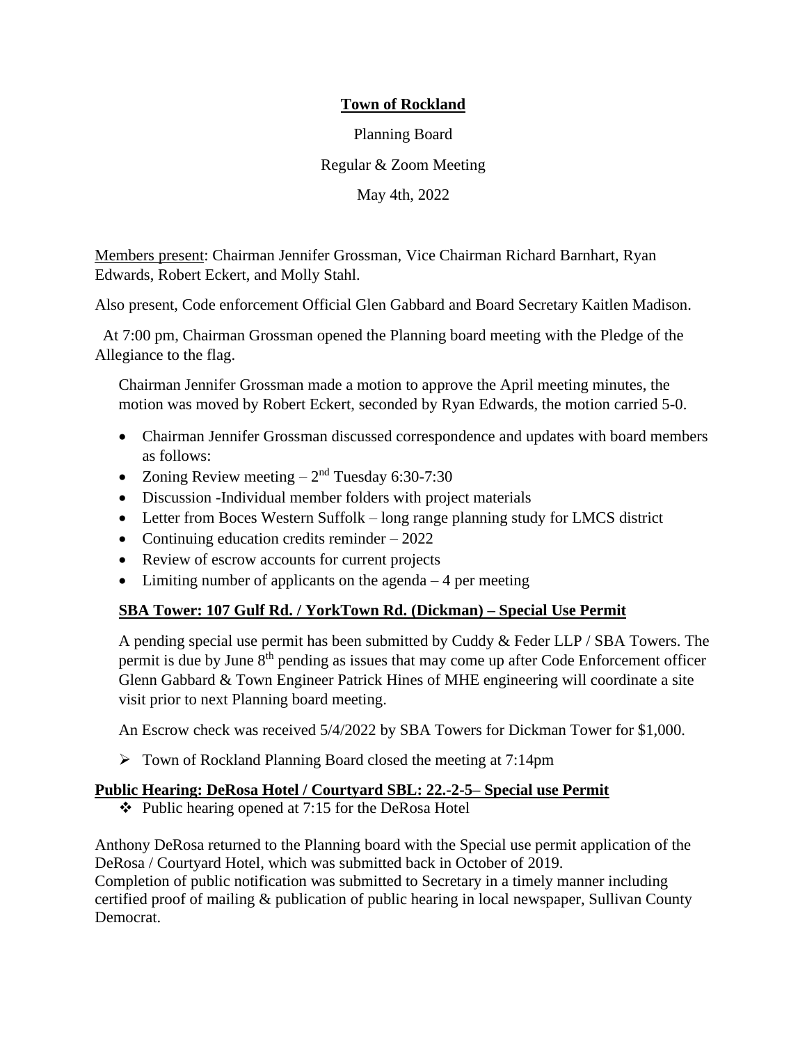**Town of Rockland**

Planning Board

Regular & Zoom Meeting

May 4th, 2022

Members present: Chairman Jennifer Grossman, Vice Chairman Richard Barnhart, Ryan Edwards, Robert Eckert, and Molly Stahl.

Also present, Code enforcement Official Glen Gabbard and Board Secretary Kaitlen Madison.

At 7:00 pm, Chairman Grossman opened the Planning board meeting with the Pledge of the Allegiance to the flag.

Chairman Jennifer Grossman made a motion to approve the April meeting minutes, the motion was moved by Robert Eckert, seconded by Ryan Edwards, the motion carried 5-0.

- Chairman Jennifer Grossman discussed correspondence and updates with board members as follows:
- Zoning Review meeting – 2nd Tuesday 6:30-7:30
- Discussion -Individual member folders with project materials
- Letter from Boces Western Suffolk – long range planning study for LMCS district
- Continuing education credits reminder – 2022
- Review of escrow accounts for current projects
- Limiting number of applicants on the agenda – 4 per meeting

**SBA Tower: 107 Gulf Rd. / YorkTown Rd. (Dickman) – Special Use Permit**

A pending special use permit has been submitted by Cuddy & Feder LLP / SBA Towers. The permit is due by June 8th pending as issues that may come up after Code Enforcement officer Glenn Gabbard & Town Engineer Patrick Hines of MHE engineering will coordinate a site visit prior to next Planning board meeting.

An Escrow check was received 5/4/2022 by SBA Towers for Dickman Tower for $1,000.

- Town of Rockland Planning Board closed the meeting at 7:14pm

**Public Hearing: DeRosa Hotel / Courtyard SBL: 22.-2-5– Special use Permit**

- Public hearing opened at 7:15 for the DeRosa Hotel

Anthony DeRosa returned to the Planning board with the Special use permit application of the DeRosa / Courtyard Hotel, which was submitted back in October of 2019.
Completion of public notification was submitted to Secretary in a timely manner including certified proof of mailing & publication of public hearing in local newspaper, Sullivan County Democrat.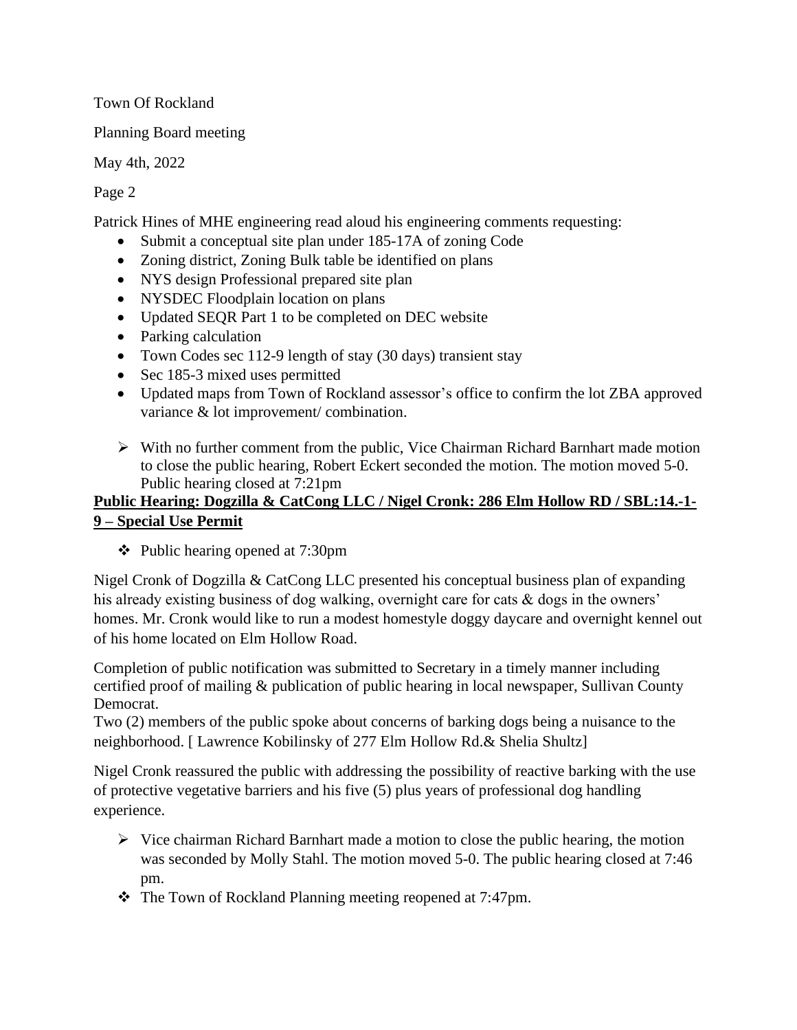Town Of Rockland

Planning Board meeting

May 4th, 2022

Patrick Hines of MHE engineering read aloud his engineering comments requesting:

- Submit a conceptual site plan under 185-17A of zoning Code
- Zoning district, Zoning Bulk table be identified on plans
- NYS design Professional prepared site plan
- NYSDEC Floodplain location on plans
- Updated SEQR Part 1 to be completed on DEC website
- Parking calculation
- Town Codes sec 112-9 length of stay (30 days) transient stay
- Sec 185-3 mixed uses permitted
- Updated maps from Town of Rockland assessor's office to confirm the lot ZBA approved variance & lot improvement/ combination.

- ➢ With no further comment from the public, Vice Chairman Richard Barnhart made motion to close the public hearing, Robert Eckert seconded the motion. The motion moved 5-0. Public hearing closed at 7:21pm

**Public Hearing: Dogzilla & CatCong LLC / Nigel Cronk: 286 Elm Hollow RD / SBL:14.-1-9 – Special Use Permit**

- ❖ Public hearing opened at 7:30pm

Nigel Cronk of Dogzilla & CatCong LLC presented his conceptual business plan of expanding his already existing business of dog walking, overnight care for cats & dogs in the owners' homes. Mr. Cronk would like to run a modest homestyle doggy daycare and overnight kennel out of his home located on Elm Hollow Road.

Completion of public notification was submitted to Secretary in a timely manner including certified proof of mailing & publication of public hearing in local newspaper, Sullivan County Democrat.

Two (2) members of the public spoke about concerns of barking dogs being a nuisance to the neighborhood. [ Lawrence Kobilinsky of 277 Elm Hollow Rd.& Shelia Shultz]

Nigel Cronk reassured the public with addressing the possibility of reactive barking with the use of protective vegetative barriers and his five (5) plus years of professional dog handling experience.

- ➢ Vice chairman Richard Barnhart made a motion to close the public hearing, the motion was seconded by Molly Stahl. The motion moved 5-0. The public hearing closed at 7:46 pm.
- ❖ The Town of Rockland Planning meeting reopened at 7:47pm.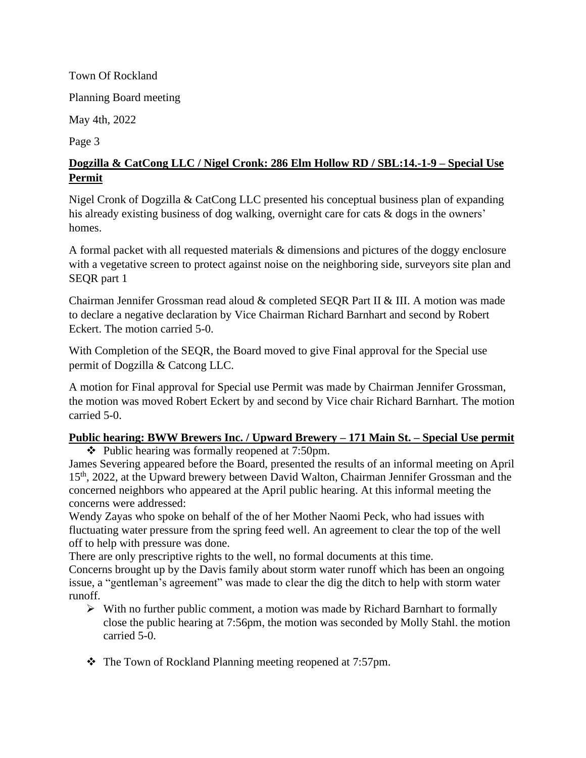**Dogzilla & CatCong LLC / Nigel Cronk: 286 Elm Hollow RD / SBL:14.-1-9 – Special Use Permit**

Nigel Cronk of Dogzilla & CatCong LLC presented his conceptual business plan of expanding his already existing business of dog walking, overnight care for cats & dogs in the owners' homes.

A formal packet with all requested materials & dimensions and pictures of the doggy enclosure with a vegetative screen to protect against noise on the neighboring side, surveyors site plan and SEQR part 1

Chairman Jennifer Grossman read aloud & completed SEQR Part II & III. A motion was made to declare a negative declaration by Vice Chairman Richard Barnhart and second by Robert Eckert. The motion carried 5-0.

With Completion of the SEQR, the Board moved to give Final approval for the Special use permit of Dogzilla & Catcong LLC.

A motion for Final approval for Special use Permit was made by Chairman Jennifer Grossman, the motion was moved Robert Eckert by and second by Vice chair Richard Barnhart. The motion carried 5-0.

**Public hearing: BWW Brewers Inc. / Upward Brewery – 171 Main St. – Special Use permit**

- ❖ Public hearing was formally reopened at 7:50pm.

James Severing appeared before the Board, presented the results of an informal meeting on April 15th, 2022, at the Upward brewery between David Walton, Chairman Jennifer Grossman and the concerned neighbors who appeared at the April public hearing. At this informal meeting the concerns were addressed:

Wendy Zayas who spoke on behalf of the of her Mother Naomi Peck, who had issues with fluctuating water pressure from the spring feed well. An agreement to clear the top of the well off to help with pressure was done.

There are only prescriptive rights to the well, no formal documents at this time.

Concerns brought up by the Davis family about storm water runoff which has been an ongoing issue, a "gentleman's agreement" was made to clear the dig the ditch to help with storm water runoff.

- ➢ With no further public comment, a motion was made by Richard Barnhart to formally close the public hearing at 7:56pm, the motion was seconded by Molly Stahl. the motion carried 5-0.

- ❖ The Town of Rockland Planning meeting reopened at 7:57pm.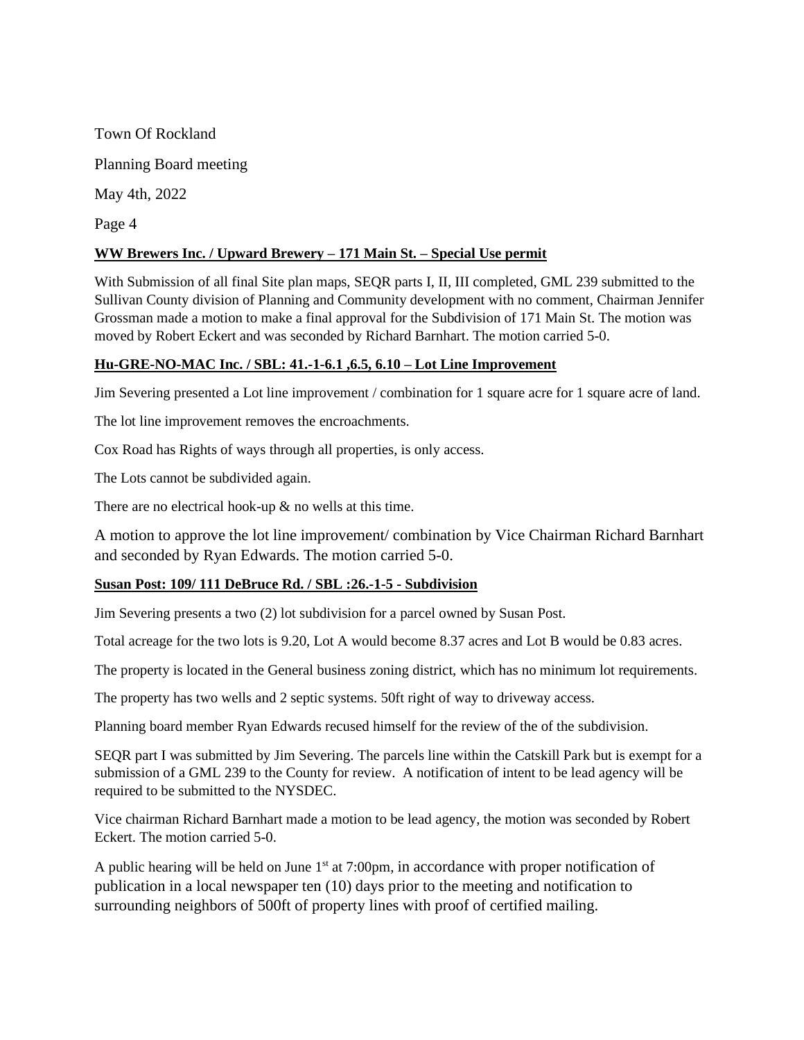Town Of Rockland

Planning Board meeting

May 4th, 2022

Page 4

**WW Brewers Inc. / Upward Brewery – 171 Main St. – Special Use permit**

With Submission of all final Site plan maps, SEQR parts I, II, III completed, GML 239 submitted to the Sullivan County division of Planning and Community development with no comment, Chairman Jennifer Grossman made a motion to make a final approval for the Subdivision of 171 Main St. The motion was moved by Robert Eckert and was seconded by Richard Barnhart. The motion carried 5-0.

**Hu-GRE-NO-MAC Inc. / SBL: 41.-1-6.1 ,6.5, 6.10 – Lot Line Improvement**

Jim Severing presented a Lot line improvement / combination for 1 square acre for 1 square acre of land.

The lot line improvement removes the encroachments.

Cox Road has Rights of ways through all properties, is only access.

The Lots cannot be subdivided again.

There are no electrical hook-up & no wells at this time.

A motion to approve the lot line improvement/ combination by Vice Chairman Richard Barnhart and seconded by Ryan Edwards. The motion carried 5-0.

**Susan Post: 109/ 111 DeBruce Rd. / SBL :26.-1-5 - Subdivision**

Jim Severing presents a two (2) lot subdivision for a parcel owned by Susan Post.

Total acreage for the two lots is 9.20, Lot A would become 8.37 acres and Lot B would be 0.83 acres.

The property is located in the General business zoning district, which has no minimum lot requirements.

The property has two wells and 2 septic systems. 50ft right of way to driveway access.

Planning board member Ryan Edwards recused himself for the review of the of the subdivision.

SEQR part I was submitted by Jim Severing. The parcels line within the Catskill Park but is exempt for a submission of a GML 239 to the County for review. A notification of intent to be lead agency will be required to be submitted to the NYSDEC.

Vice chairman Richard Barnhart made a motion to be lead agency, the motion was seconded by Robert Eckert. The motion carried 5-0.

A public hearing will be held on June 1st at 7:00pm, in accordance with proper notification of publication in a local newspaper ten (10) days prior to the meeting and notification to surrounding neighbors of 500ft of property lines with proof of certified mailing.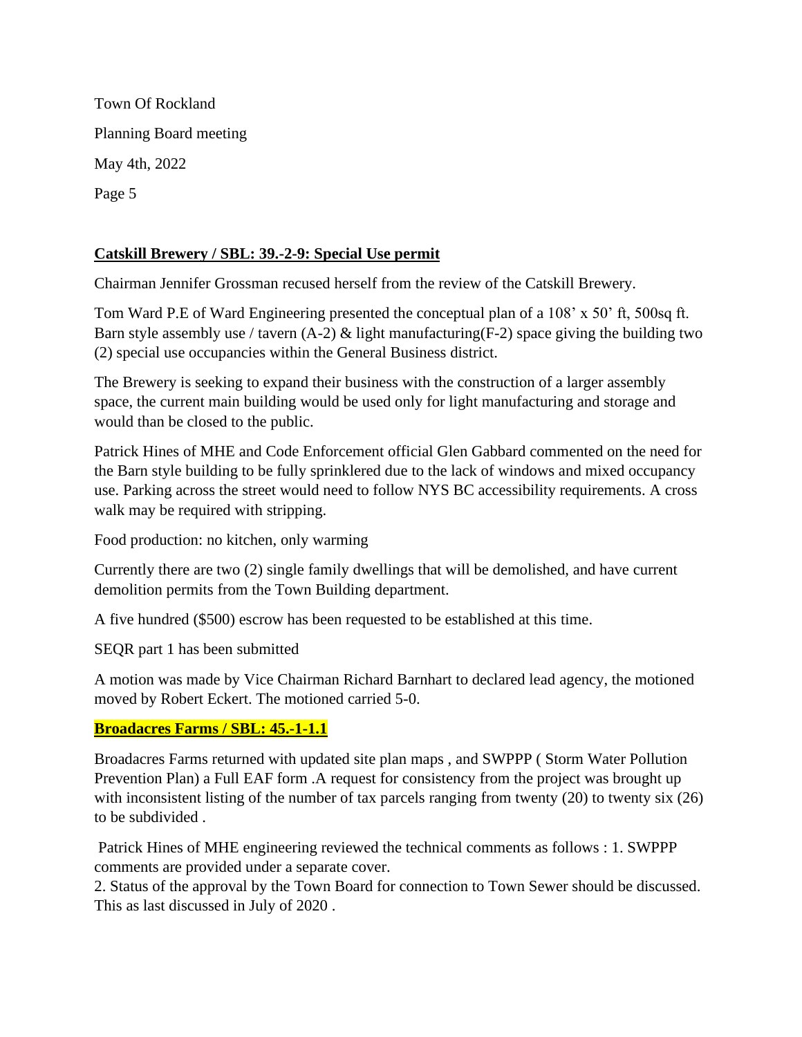Town Of Rockland

Planning Board meeting

May 4th, 2022

**Catskill Brewery / SBL: 39.-2-9: Special Use permit**

Chairman Jennifer Grossman recused herself from the review of the Catskill Brewery.

Tom Ward P.E of Ward Engineering presented the conceptual plan of a 108' x 50' ft, 500sq ft. Barn style assembly use / tavern (A-2) & light manufacturing(F-2) space giving the building two (2) special use occupancies within the General Business district.

The Brewery is seeking to expand their business with the construction of a larger assembly space, the current main building would be used only for light manufacturing and storage and would than be closed to the public.

Patrick Hines of MHE and Code Enforcement official Glen Gabbard commented on the need for the Barn style building to be fully sprinklered due to the lack of windows and mixed occupancy use. Parking across the street would need to follow NYS BC accessibility requirements. A cross walk may be required with stripping.

Food production: no kitchen, only warming

Currently there are two (2) single family dwellings that will be demolished, and have current demolition permits from the Town Building department.

A five hundred ($500) escrow has been requested to be established at this time.

SEQR part 1 has been submitted

A motion was made by Vice Chairman Richard Barnhart to declared lead agency, the motioned moved by Robert Eckert. The motioned carried 5-0.

**Broadacres Farms / SBL: 45.-1-1.1**

Broadacres Farms returned with updated site plan maps , and SWPPP ( Storm Water Pollution Prevention Plan) a Full EAF form .A request for consistency from the project was brought up with inconsistent listing of the number of tax parcels ranging from twenty (20) to twenty six (26) to be subdivided .

Patrick Hines of MHE engineering reviewed the technical comments as follows : 1. SWPPP comments are provided under a separate cover.
2. Status of the approval by the Town Board for connection to Town Sewer should be discussed. This as last discussed in July of 2020 .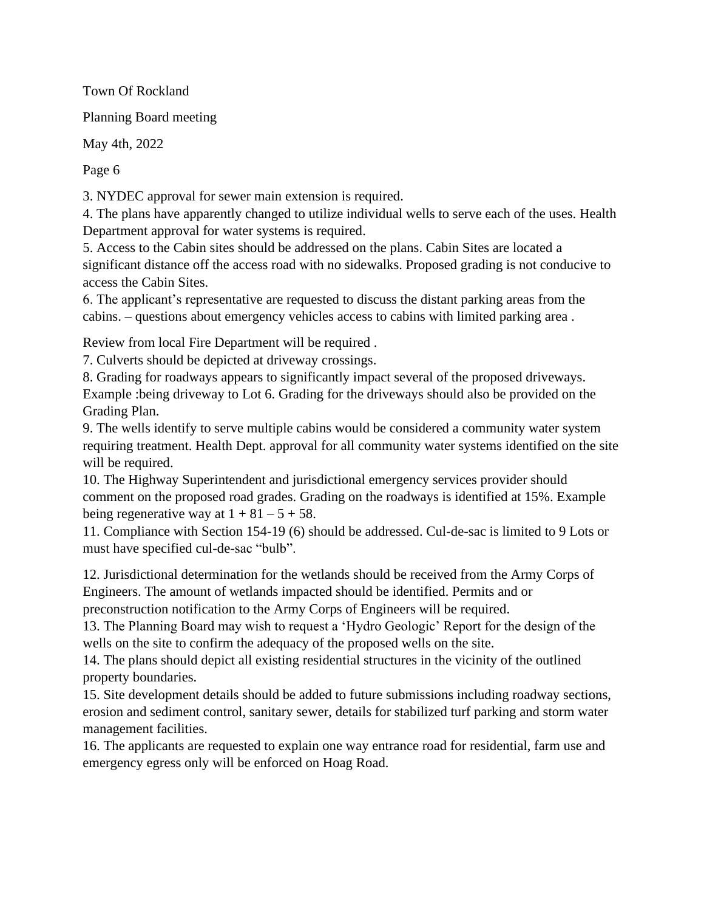Town Of Rockland

Planning Board meeting

May 4th, 2022

Page 6

3. NYDEC approval for sewer main extension is required.
4. The plans have apparently changed to utilize individual wells to serve each of the uses. Health Department approval for water systems is required.
5. Access to the Cabin sites should be addressed on the plans. Cabin Sites are located a significant distance off the access road with no sidewalks. Proposed grading is not conducive to access the Cabin Sites.
6. The applicant's representative are requested to discuss the distant parking areas from the cabins. – questions about emergency vehicles access to cabins with limited parking area .

Review from local Fire Department will be required .

7. Culverts should be depicted at driveway crossings.
8. Grading for roadways appears to significantly impact several of the proposed driveways. Example :being driveway to Lot 6. Grading for the driveways should also be provided on the Grading Plan.
9. The wells identify to serve multiple cabins would be considered a community water system requiring treatment. Health Dept. approval for all community water systems identified on the site will be required.
10. The Highway Superintendent and jurisdictional emergency services provider should comment on the proposed road grades. Grading on the roadways is identified at 15%. Example being regenerative way at 1 + 81 – 5 + 58.
11. Compliance with Section 154-19 (6) should be addressed. Cul-de-sac is limited to 9 Lots or must have specified cul-de-sac "bulb".

12. Jurisdictional determination for the wetlands should be received from the Army Corps of Engineers. The amount of wetlands impacted should be identified. Permits and or preconstruction notification to the Army Corps of Engineers will be required.
13. The Planning Board may wish to request a 'Hydro Geologic' Report for the design of the wells on the site to confirm the adequacy of the proposed wells on the site.
14. The plans should depict all existing residential structures in the vicinity of the outlined property boundaries.
15. Site development details should be added to future submissions including roadway sections, erosion and sediment control, sanitary sewer, details for stabilized turf parking and storm water management facilities.
16. The applicants are requested to explain one way entrance road for residential, farm use and emergency egress only will be enforced on Hoag Road.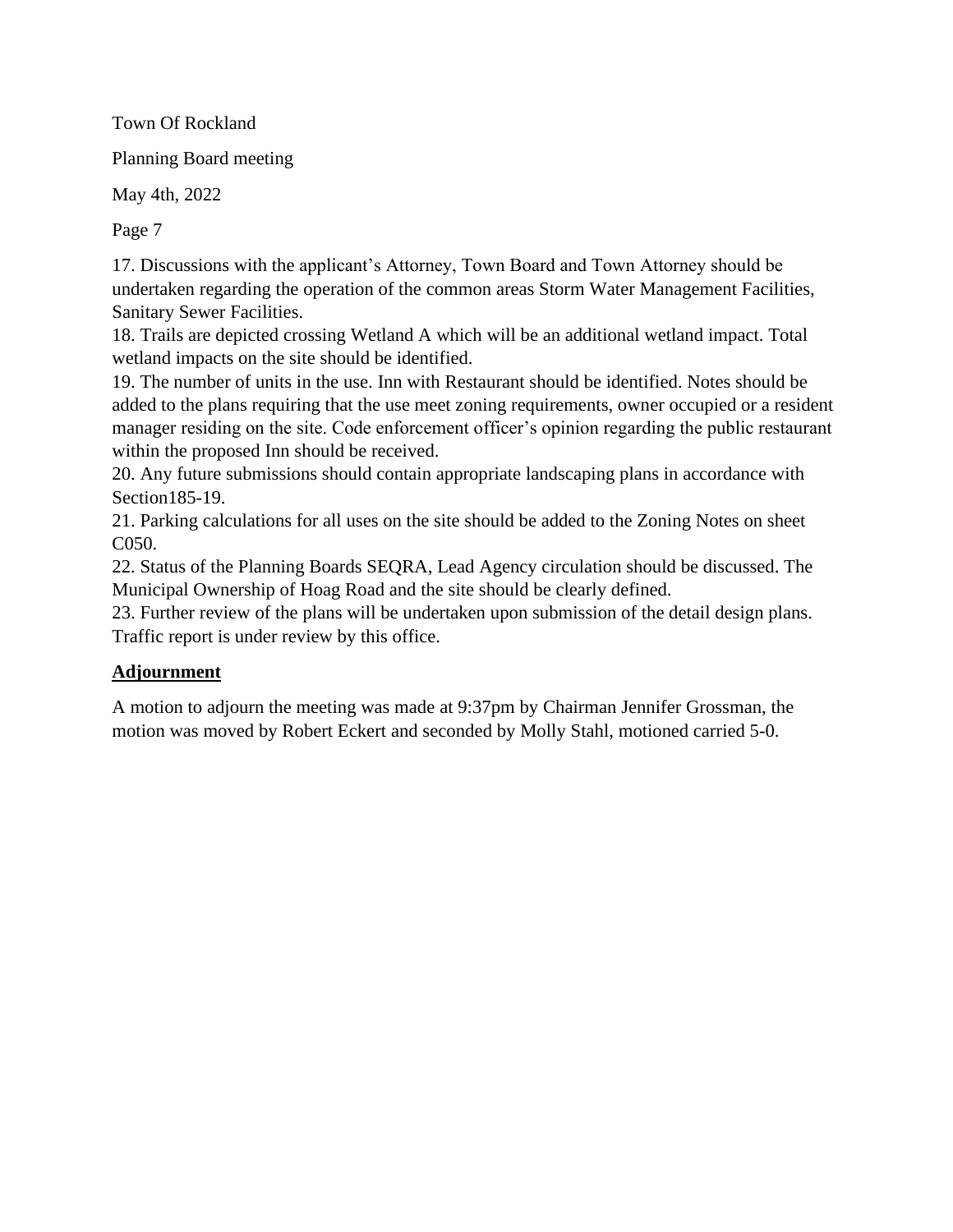17. Discussions with the applicant's Attorney, Town Board and Town Attorney should be undertaken regarding the operation of the common areas Storm Water Management Facilities, Sanitary Sewer Facilities.
18. Trails are depicted crossing Wetland A which will be an additional wetland impact. Total wetland impacts on the site should be identified.
19. The number of units in the use. Inn with Restaurant should be identified. Notes should be added to the plans requiring that the use meet zoning requirements, owner occupied or a resident manager residing on the site. Code enforcement officer's opinion regarding the public restaurant within the proposed Inn should be received.
20. Any future submissions should contain appropriate landscaping plans in accordance with Section185-19.
21. Parking calculations for all uses on the site should be added to the Zoning Notes on sheet C050.
22. Status of the Planning Boards SEQRA, Lead Agency circulation should be discussed. The Municipal Ownership of Hoag Road and the site should be clearly defined.
23. Further review of the plans will be undertaken upon submission of the detail design plans. Traffic report is under review by this office.

**Adjournment**

A motion to adjourn the meeting was made at 9:37pm by Chairman Jennifer Grossman, the motion was moved by Robert Eckert and seconded by Molly Stahl, motioned carried 5-0.